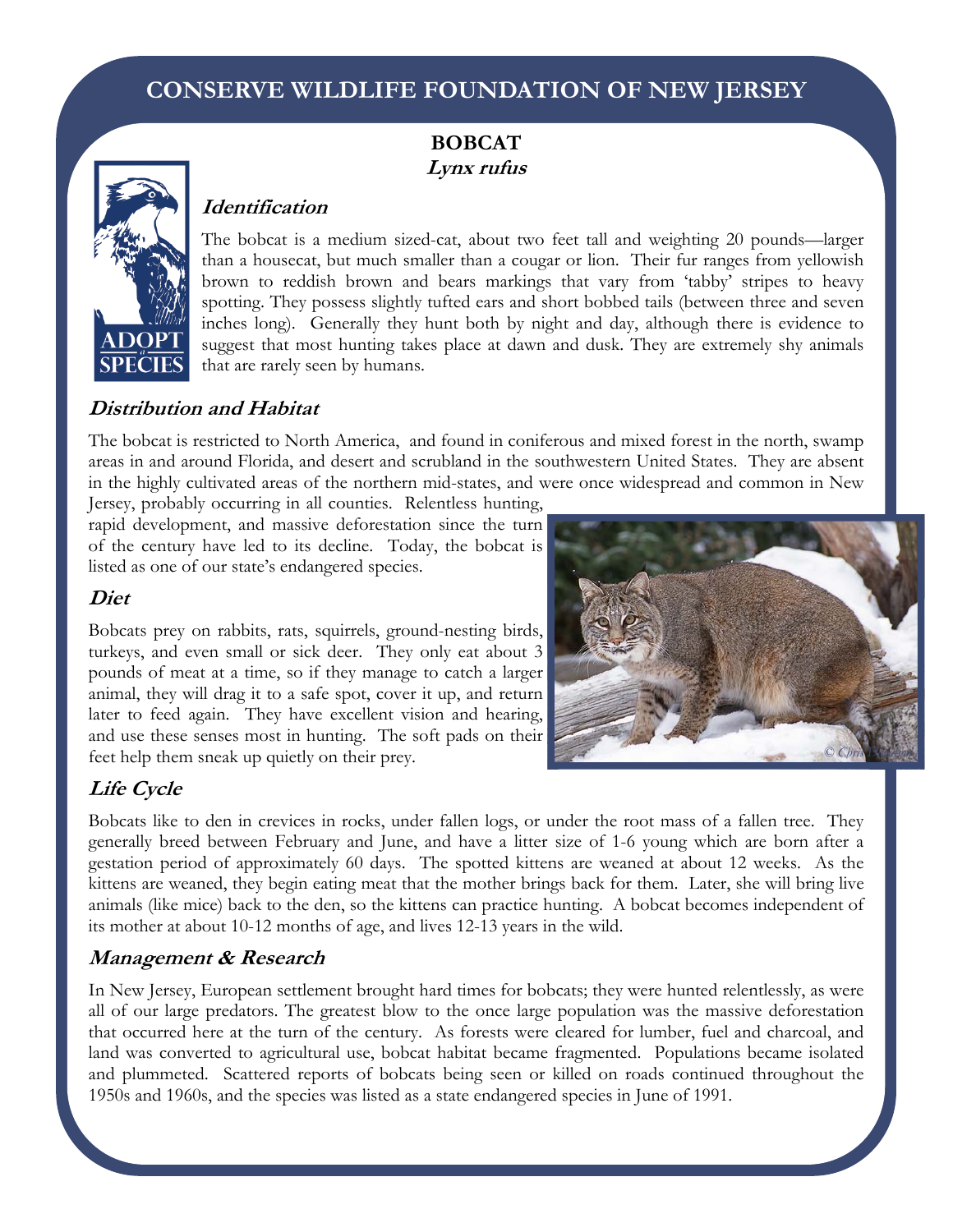# CONSERVE WILDLIFE FOUNDATION OF NEW JERSEY

## BOBCAT
***Lynx rufus***

### *Identification*

The bobcat is a medium sized-cat, about two feet tall and weighting 20 pounds—larger than a housecat, but much smaller than a cougar or lion. Their fur ranges from yellowish brown to reddish brown and bears markings that vary from 'tabby' stripes to heavy spotting. They possess slightly tufted ears and short bobbed tails (between three and seven inches long). Generally they hunt both by night and day, although there is evidence to suggest that most hunting takes place at dawn and dusk. They are extremely shy animals that are rarely seen by humans.

### *Distribution and Habitat*

The bobcat is restricted to North America, and found in coniferous and mixed forest in the north, swamp areas in and around Florida, and desert and scrubland in the southwestern United States. They are absent in the highly cultivated areas of the northern mid-states, and were once widespread and common in New Jersey, probably occurring in all counties. Relentless hunting, rapid development, and massive deforestation since the turn of the century have led to its decline. Today, the bobcat is listed as one of our state's endangered species.

### *Diet*

Bobcats prey on rabbits, rats, squirrels, ground-nesting birds, turkeys, and even small or sick deer. They only eat about 3 pounds of meat at a time, so if they manage to catch a larger animal, they will drag it to a safe spot, cover it up, and return later to feed again. They have excellent vision and hearing, and use these senses most in hunting. The soft pads on their feet help them sneak up quietly on their prey.

### *Life Cycle*

Bobcats like to den in crevices in rocks, under fallen logs, or under the root mass of a fallen tree. They generally breed between February and June, and have a litter size of 1-6 young which are born after a gestation period of approximately 60 days. The spotted kittens are weaned at about 12 weeks. As the kittens are weaned, they begin eating meat that the mother brings back for them. Later, she will bring live animals (like mice) back to the den, so the kittens can practice hunting. A bobcat becomes independent of its mother at about 10-12 months of age, and lives 12-13 years in the wild.

### *Management & Research*

In New Jersey, European settlement brought hard times for bobcats; they were hunted relentlessly, as were all of our large predators. The greatest blow to the once large population was the massive deforestation that occurred here at the turn of the century. As forests were cleared for lumber, fuel and charcoal, and land was converted to agricultural use, bobcat habitat became fragmented. Populations became isolated and plummeted. Scattered reports of bobcats being seen or killed on roads continued throughout the 1950s and 1960s, and the species was listed as a state endangered species in June of 1991.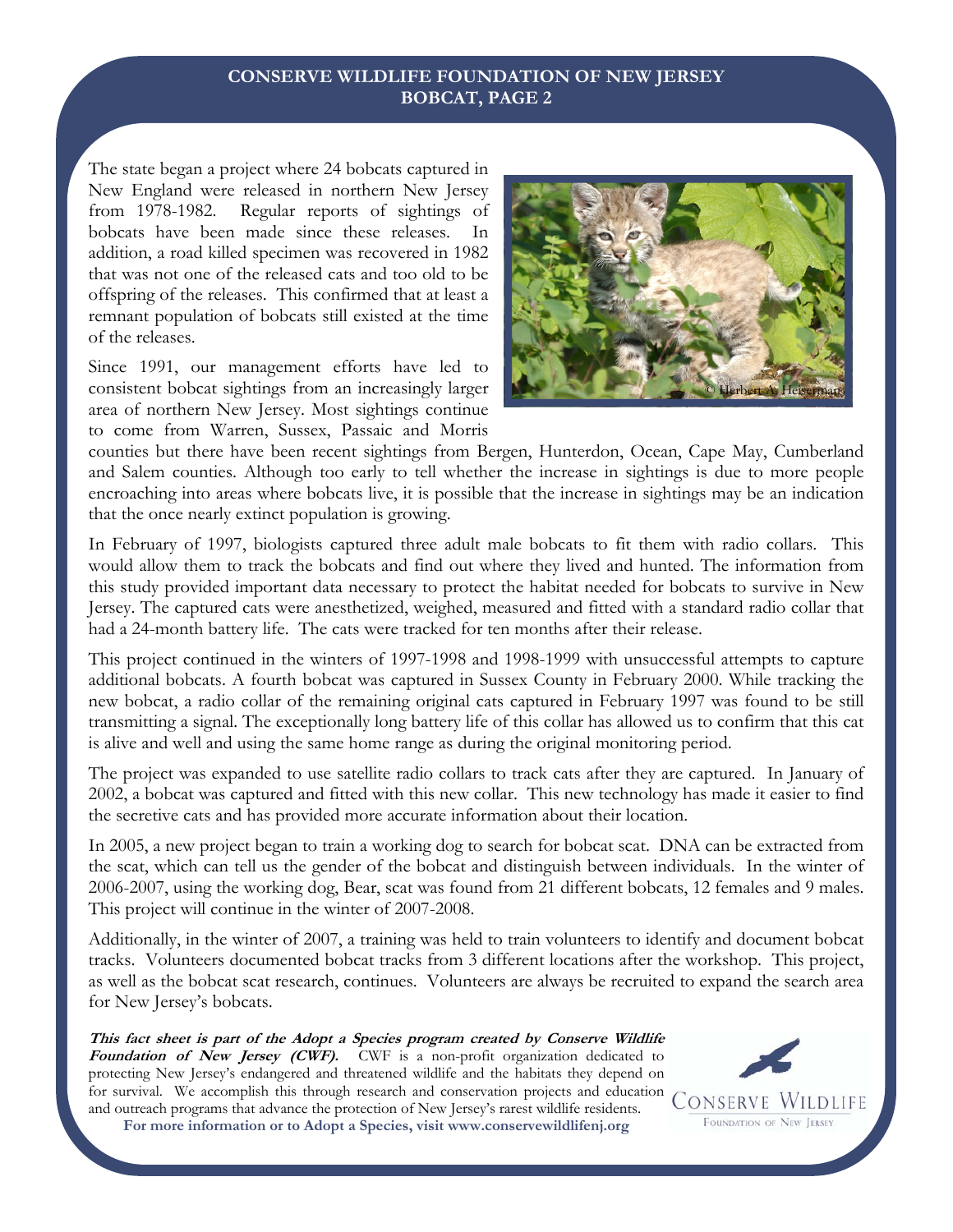The state began a project where 24 bobcats captured in New England were released in northern New Jersey from 1978-1982. Regular reports of sightings of bobcats have been made since these releases. In addition, a road killed specimen was recovered in 1982 that was not one of the released cats and too old to be offspring of the releases. This confirmed that at least a remnant population of bobcats still existed at the time of the releases.

Since 1991, our management efforts have led to consistent bobcat sightings from an increasingly larger area of northern New Jersey. Most sightings continue to come from Warren, Sussex, Passaic and Morris counties but there have been recent sightings from Bergen, Hunterdon, Ocean, Cape May, Cumberland and Salem counties. Although too early to tell whether the increase in sightings is due to more people encroaching into areas where bobcats live, it is possible that the increase in sightings may be an indication that the once nearly extinct population is growing.

In February of 1997, biologists captured three adult male bobcats to fit them with radio collars. This would allow them to track the bobcats and find out where they lived and hunted. The information from this study provided important data necessary to protect the habitat needed for bobcats to survive in New Jersey. The captured cats were anesthetized, weighed, measured and fitted with a standard radio collar that had a 24-month battery life. The cats were tracked for ten months after their release.

This project continued in the winters of 1997-1998 and 1998-1999 with unsuccessful attempts to capture additional bobcats. A fourth bobcat was captured in Sussex County in February 2000. While tracking the new bobcat, a radio collar of the remaining original cats captured in February 1997 was found to be still transmitting a signal. The exceptionally long battery life of this collar has allowed us to confirm that this cat is alive and well and using the same home range as during the original monitoring period.

The project was expanded to use satellite radio collars to track cats after they are captured. In January of 2002, a bobcat was captured and fitted with this new collar. This new technology has made it easier to find the secretive cats and has provided more accurate information about their location.

In 2005, a new project began to train a working dog to search for bobcat scat. DNA can be extracted from the scat, which can tell us the gender of the bobcat and distinguish between individuals. In the winter of 2006-2007, using the working dog, Bear, scat was found from 21 different bobcats, 12 females and 9 males. This project will continue in the winter of 2007-2008.

Additionally, in the winter of 2007, a training was held to train volunteers to identify and document bobcat tracks. Volunteers documented bobcat tracks from 3 different locations after the workshop. This project, as well as the bobcat scat research, continues. Volunteers are always be recruited to expand the search area for New Jersey's bobcats.

***This fact sheet is part of the Adopt a Species program created by Conserve Wildlife Foundation of New Jersey (CWF).*** CWF is a non-profit organization dedicated to protecting New Jersey's endangered and threatened wildlife and the habitats they depend on for survival. We accomplish this through research and conservation projects and education and outreach programs that advance the protection of New Jersey's rarest wildlife residents.

**For more information or to Adopt a Species, visit www.conservewildlifenj.org**